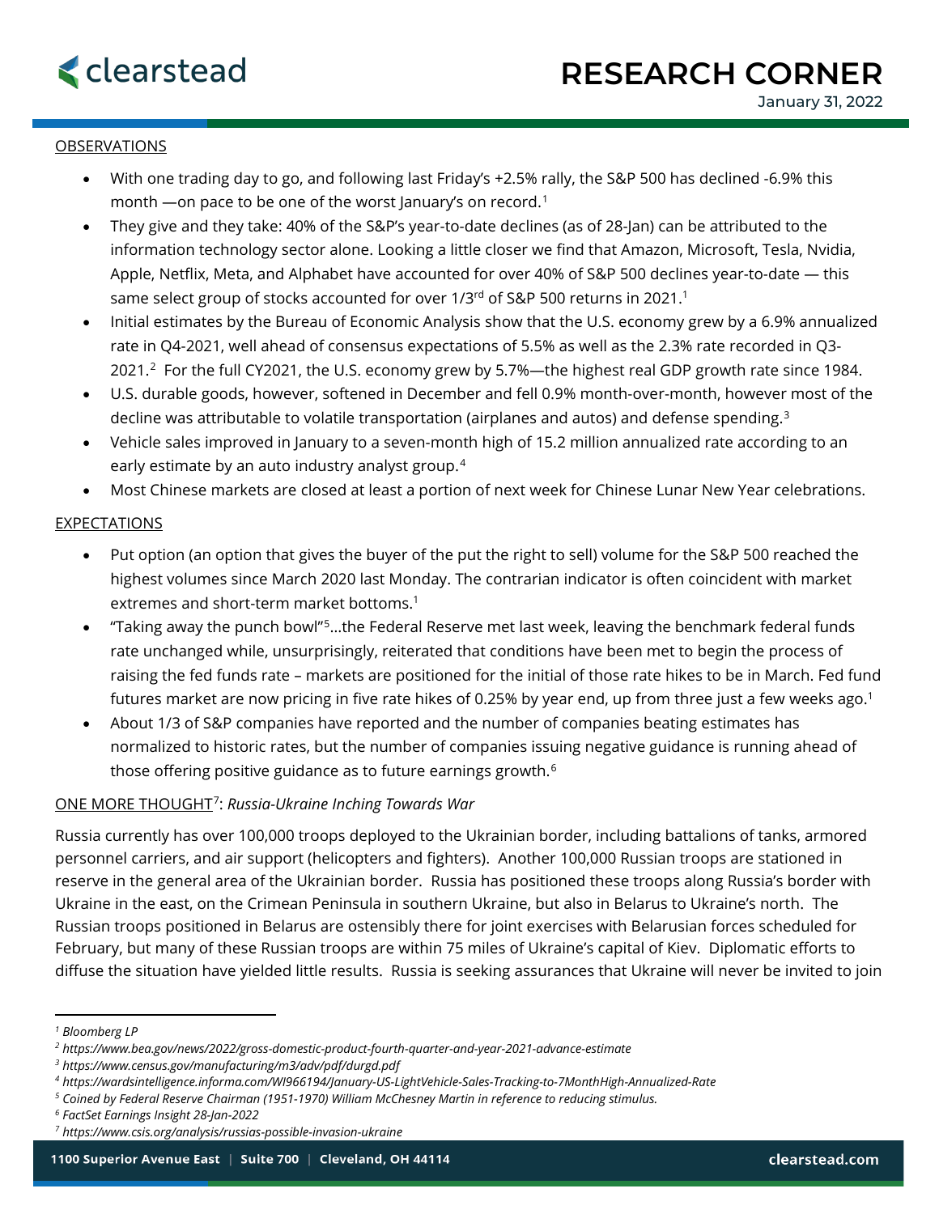# RESEARCH CORNER

January 31, 2022

OBSERVATIONS

- With one trading day to go, and following last Friday's +2.5% rally, the S&P 500 has declined -6.9% this month —on pace to be one of the worst January's on record.[1]
- They give and they take: 40% of the S&P's year-to-date declines (as of 28-Jan) can be attributed to the information technology sector alone. Looking a little closer we find that Amazon, Microsoft, Tesla, Nvidia, Apple, Netflix, Meta, and Alphabet have accounted for over 40% of S&P 500 declines year-to-date — this same select group of stocks accounted for over 1/3rd of S&P 500 returns in 2021.[1]
- Initial estimates by the Bureau of Economic Analysis show that the U.S. economy grew by a 6.9% annualized rate in Q4-2021, well ahead of consensus expectations of 5.5% as well as the 2.3% rate recorded in Q3-2021.[2] For the full CY2021, the U.S. economy grew by 5.7%—the highest real GDP growth rate since 1984.
- U.S. durable goods, however, softened in December and fell 0.9% month-over-month, however most of the decline was attributable to volatile transportation (airplanes and autos) and defense spending.[3]
- Vehicle sales improved in January to a seven-month high of 15.2 million annualized rate according to an early estimate by an auto industry analyst group.[4]
- Most Chinese markets are closed at least a portion of next week for Chinese Lunar New Year celebrations.

EXPECTATIONS

- Put option (an option that gives the buyer of the put the right to sell) volume for the S&P 500 reached the highest volumes since March 2020 last Monday. The contrarian indicator is often coincident with market extremes and short-term market bottoms.[1]
- "Taking away the punch bowl"[5]…the Federal Reserve met last week, leaving the benchmark federal funds rate unchanged while, unsurprisingly, reiterated that conditions have been met to begin the process of raising the fed funds rate – markets are positioned for the initial of those rate hikes to be in March. Fed fund futures market are now pricing in five rate hikes of 0.25% by year end, up from three just a few weeks ago.[1]
- About 1/3 of S&P companies have reported and the number of companies beating estimates has normalized to historic rates, but the number of companies issuing negative guidance is running ahead of those offering positive guidance as to future earnings growth.[6]

ONE MORE THOUGHT[7]: *Russia-Ukraine Inching Towards War*

Russia currently has over 100,000 troops deployed to the Ukrainian border, including battalions of tanks, armored personnel carriers, and air support (helicopters and fighters). Another 100,000 Russian troops are stationed in reserve in the general area of the Ukrainian border. Russia has positioned these troops along Russia's border with Ukraine in the east, on the Crimean Peninsula in southern Ukraine, but also in Belarus to Ukraine's north. The Russian troops positioned in Belarus are ostensibly there for joint exercises with Belarusian forces scheduled for February, but many of these Russian troops are within 75 miles of Ukraine's capital of Kiev. Diplomatic efforts to diffuse the situation have yielded little results. Russia is seeking assurances that Ukraine will never be invited to join

---

[1] *Bloomberg LP*

[2] *https://www.bea.gov/news/2022/gross-domestic-product-fourth-quarter-and-year-2021-advance-estimate*

[3] *https://www.census.gov/manufacturing/m3/adv/pdf/durgd.pdf*

[4] *https://wardsintelligence.informa.com/WI966194/January-US-LightVehicle-Sales-Tracking-to-7MonthHigh-Annualized-Rate*

[5] *Coined by Federal Reserve Chairman (1951-1970) William McChesney Martin in reference to reducing stimulus.*

[6] *FactSet Earnings Insight 28-Jan-2022*

[7] *https://www.csis.org/analysis/russias-possible-invasion-ukraine*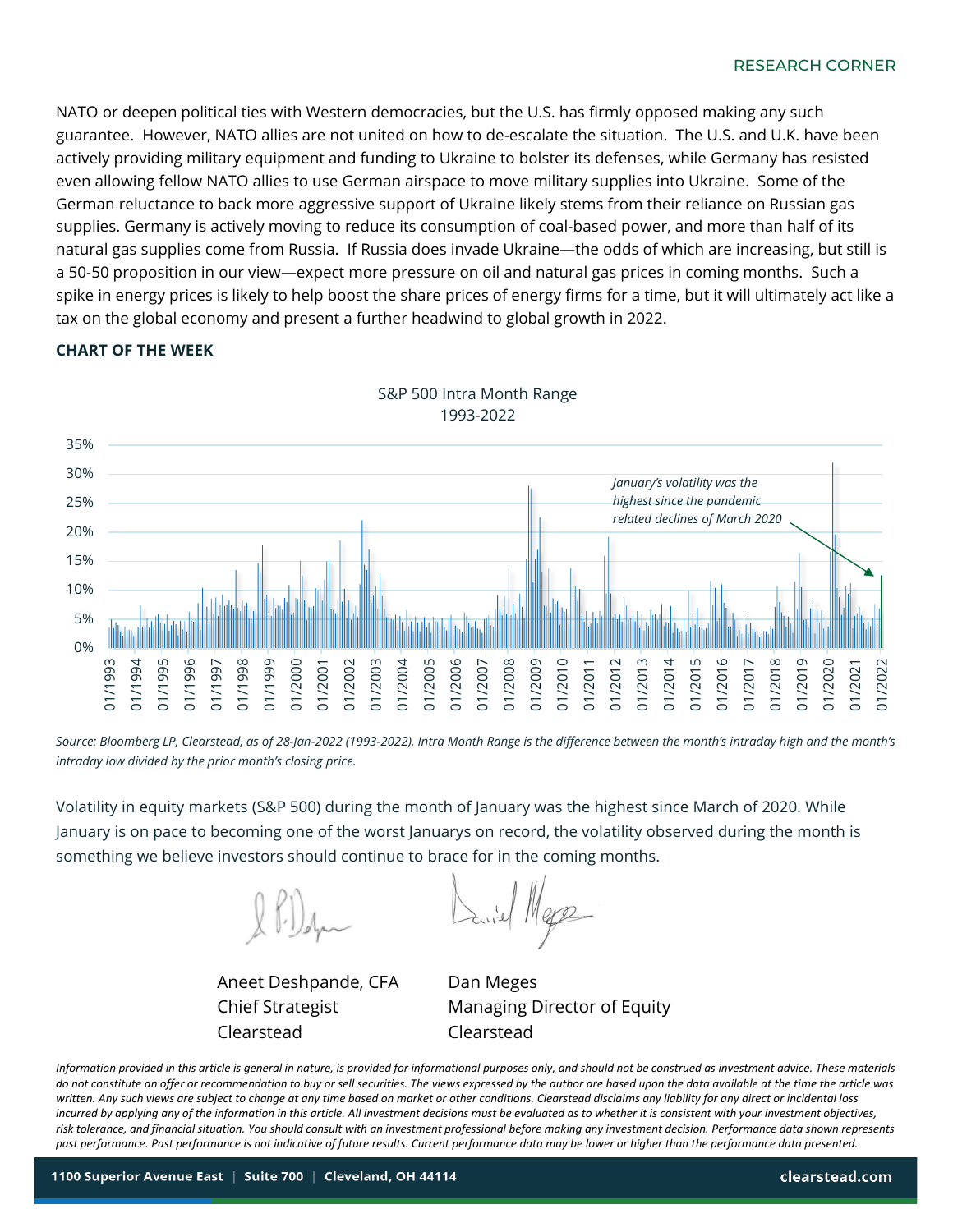NATO or deepen political ties with Western democracies, but the U.S. has firmly opposed making any such guarantee. However, NATO allies are not united on how to de-escalate the situation. The U.S. and U.K. have been actively providing military equipment and funding to Ukraine to bolster its defenses, while Germany has resisted even allowing fellow NATO allies to use German airspace to move military supplies into Ukraine. Some of the German reluctance to back more aggressive support of Ukraine likely stems from their reliance on Russian gas supplies. Germany is actively moving to reduce its consumption of coal-based power, and more than half of its natural gas supplies come from Russia. If Russia does invade Ukraine—the odds of which are increasing, but still is a 50-50 proposition in our view—expect more pressure on oil and natural gas prices in coming months. Such a spike in energy prices is likely to help boost the share prices of energy firms for a time, but it will ultimately act like a tax on the global economy and present a further headwind to global growth in 2022.

**CHART OF THE WEEK**

S&P 500 Intra Month Range
1993-2022

35%
30%
25%
20%
15%
10%
5%
0%

01/1993 01/1994 01/1995 01/1996 01/1997 01/1998 01/1999 01/2000 01/2001 01/2002 01/2003 01/2004 01/2005 01/2006 01/2007 01/2008 01/2009 01/2010 01/2011 01/2012 01/2013 01/2014 01/2015 01/2016 01/2017 01/2018 01/2019 01/2020 01/2021 01/2022

*January's volatility was the highest since the pandemic related declines of March 2020*

*Source: Bloomberg LP, Clearstead, as of 28-Jan-2022 (1993-2022), Intra Month Range is the difference between the month's intraday high and the month's intraday low divided by the prior month's closing price.*

Volatility in equity markets (S&P 500) during the month of January was the highest since March of 2020. While January is on pace to becoming one of the worst Januarys on record, the volatility observed during the month is something we believe investors should continue to brace for in the coming months.

Aneet Deshpande, CFA
Chief Strategist
Clearstead

Dan Meges
Managing Director of Equity
Clearstead

*Information provided in this article is general in nature, is provided for informational purposes only, and should not be construed as investment advice. These materials do not constitute an offer or recommendation to buy or sell securities. The views expressed by the author are based upon the data available at the time the article was written. Any such views are subject to change at any time based on market or other conditions. Clearstead disclaims any liability for any direct or incidental loss incurred by applying any of the information in this article. All investment decisions must be evaluated as to whether it is consistent with your investment objectives, risk tolerance, and financial situation. You should consult with an investment professional before making any investment decision. Performance data shown represents past performance. Past performance is not indicative of future results. Current performance data may be lower or higher than the performance data presented.*

**1100 Superior Avenue East | Suite 700 | Cleveland, OH 44114** **clearstead.com**